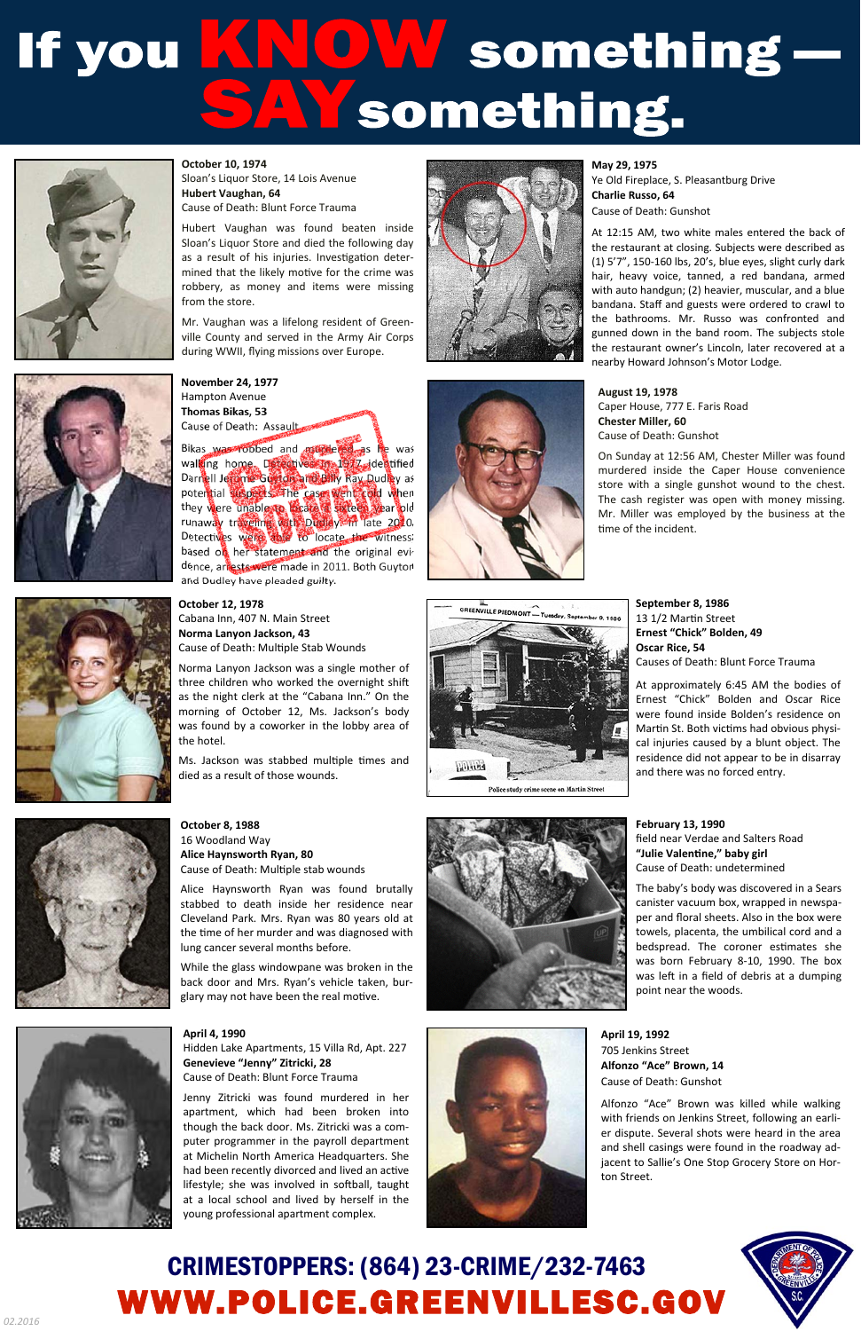# If you KNOW something — SAY something.

**October 10, 1974**
Sloan's Liquor Store, 14 Lois Avenue
**Hubert Vaughan, 64**
Cause of Death: Blunt Force Trauma

Hubert Vaughan was found beaten inside Sloan's Liquor Store and died the following day as a result of his injuries. Investigation determined that the likely motive for the crime was robbery, as money and items were missing from the store.

Mr. Vaughan was a lifelong resident of Greenville County and served in the Army Air Corps during WWII, flying missions over Europe.

**May 29, 1975**
Ye Old Fireplace, S. Pleasantburg Drive
**Charlie Russo, 64**
Cause of Death: Gunshot

At 12:15 AM, two white males entered the back of the restaurant at closing. Subjects were described as (1) 5'7", 150-160 lbs, 20's, blue eyes, slight curly dark hair, heavy voice, tanned, a red bandana, armed with auto handgun; (2) heavier, muscular, and a blue bandana. Staff and guests were ordered to crawl to the bathrooms. Mr. Russo was confronted and gunned down in the band room. The subjects stole the restaurant owner's Lincoln, later recovered at a nearby Howard Johnson's Motor Lodge.

**November 24, 1977**
Hampton Avenue
**Thomas Bikas, 53**
Cause of Death: Assault

SOLVED

Bikas was robbed and murdered as he was walking home. Detectives in 1977 identified Darrell Jerome Guyton and Billy Ray Dudley as potential suspects. The case went cold when they were unable to locate sixteen year old runaway traveling with Dudley. In late 2010, Detectives were able to locate the witness; based on her statement and the original evidence, arrests were made in 2011. Both Guyton and Dudley have pleaded guilty.

**August 19, 1978**
Caper House, 777 E. Faris Road
**Chester Miller, 60**
Cause of Death: Gunshot

On Sunday at 12:56 AM, Chester Miller was found murdered inside the Caper House convenience store with a single gunshot wound to the chest. The cash register was open with money missing. Mr. Miller was employed by the business at the time of the incident.

**October 12, 1978**
Cabana Inn, 407 N. Main Street
**Norma Lanyon Jackson, 43**
Cause of Death: Multiple Stab Wounds

Norma Lanyon Jackson was a single mother of three children who worked the overnight shift as the night clerk at the "Cabana Inn." On the morning of October 12, Ms. Jackson's body was found by a coworker in the lobby area of the hotel.

Ms. Jackson was stabbed multiple times and died as a result of those wounds.

**September 8, 1986**
13 1/2 Martin Street
**Ernest "Chick" Bolden, 49**
**Oscar Rice, 54**
Causes of Death: Blunt Force Trauma

At approximately 6:45 AM the bodies of Ernest "Chick" Bolden and Oscar Rice were found inside Bolden's residence on Martin St. Both victims had obvious physical injuries caused by a blunt object. The residence did not appear to be in disarray and there was no forced entry.

Police study crime scene on Martin Street

**October 8, 1988**
16 Woodland Way
**Alice Haynsworth Ryan, 80**
Cause of Death: Multiple stab wounds

Alice Haynsworth Ryan was found brutally stabbed to death inside her residence near Cleveland Park. Mrs. Ryan was 80 years old at the time of her murder and was diagnosed with lung cancer several months before.

While the glass windowpane was broken in the back door and Mrs. Ryan's vehicle taken, burglary may not have been the real motive.

**February 13, 1990**
field near Verdae and Salters Road
**"Julie Valentine," baby girl**
Cause of Death: undetermined

The baby's body was discovered in a Sears canister vacuum box, wrapped in newspaper and floral sheets. Also in the box were towels, placenta, the umbilical cord and a bedspread. The coroner estimates she was born February 8-10, 1990. The box was left in a field of debris at a dumping point near the woods.

**April 4, 1990**
Hidden Lake Apartments, 15 Villa Rd, Apt. 227
**Genevieve "Jenny" Zitricki, 28**
Cause of Death: Blunt Force Trauma

Jenny Zitricki was found murdered in her apartment, which had been broken into though the back door. Ms. Zitricki was a computer programmer in the payroll department at Michelin North America Headquarters. She had been recently divorced and lived an active lifestyle; she was involved in softball, taught at a local school and lived by herself in the young professional apartment complex.

**April 19, 1992**
705 Jenkins Street
**Alfonzo "Ace" Brown, 14**
Cause of Death: Gunshot

Alfonzo "Ace" Brown was killed while walking with friends on Jenkins Street, following an earlier dispute. Several shots were heard in the area and shell casings were found in the roadway adjacent to Sallie's One Stop Grocery Store on Horton Street.

## CRIMESTOPPERS: (864) 23-CRIME/232-7463

## WWW.POLICE.GREENVILLESC.GOV

02.2016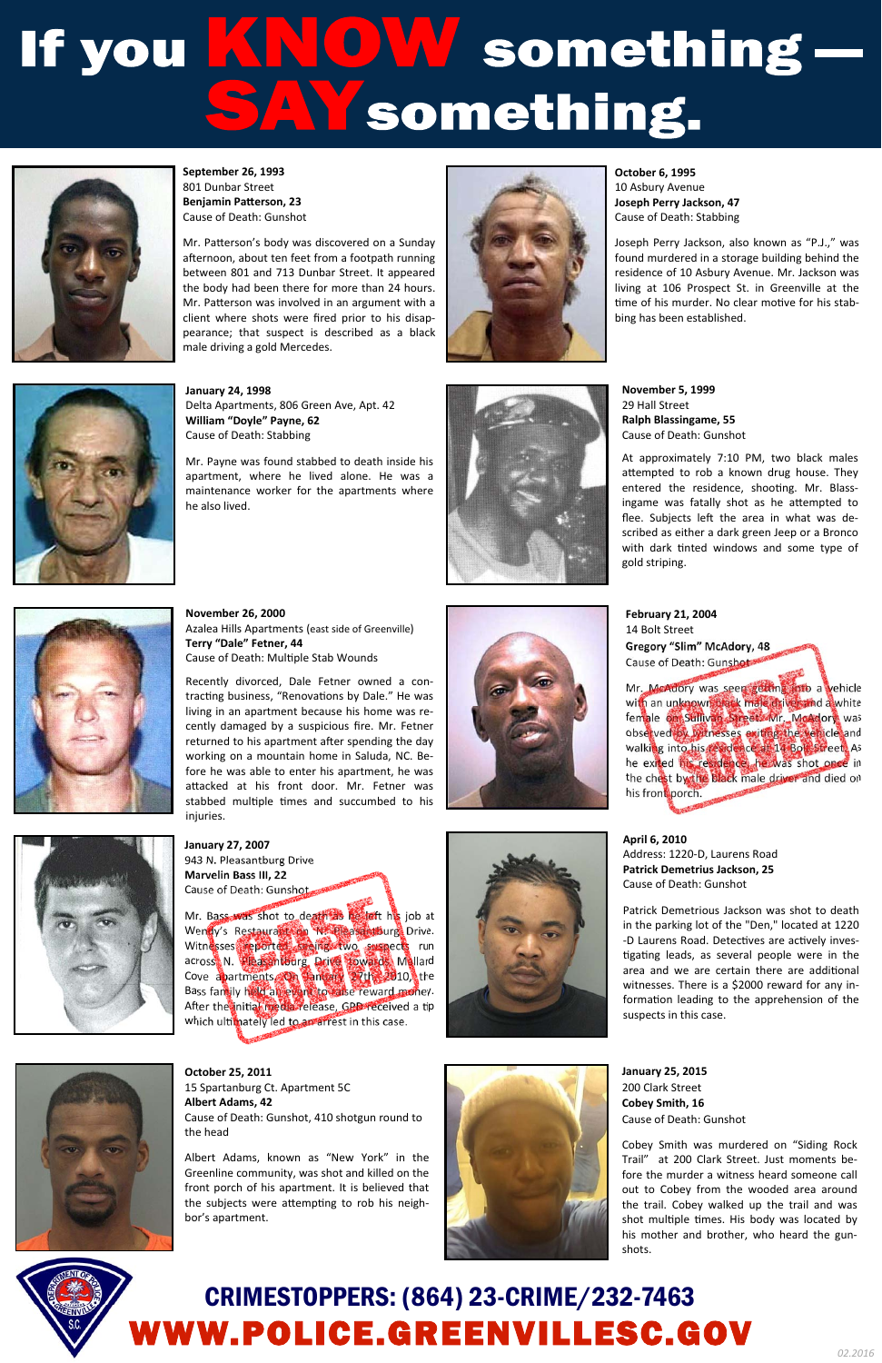# If you KNOW something — SAY something.

**September 26, 1993**
801 Dunbar Street
**Benjamin Patterson, 23**
Cause of Death: Gunshot

Mr. Patterson's body was discovered on a Sunday afternoon, about ten feet from a footpath running between 801 and 713 Dunbar Street. It appeared the body had been there for more than 24 hours. Mr. Patterson was involved in an argument with a client where shots were fired prior to his disappearance; that suspect is described as a black male driving a gold Mercedes.

**October 6, 1995**
10 Asbury Avenue
**Joseph Perry Jackson, 47**
Cause of Death: Stabbing

Joseph Perry Jackson, also known as "P.J.," was found murdered in a storage building behind the residence of 10 Asbury Avenue. Mr. Jackson was living at 106 Prospect St. in Greenville at the time of his murder. No clear motive for his stabbing has been established.

**January 24, 1998**
Delta Apartments, 806 Green Ave, Apt. 42
**William "Doyle" Payne, 62**
Cause of Death: Stabbing

Mr. Payne was found stabbed to death inside his apartment, where he lived alone. He was a maintenance worker for the apartments where he also lived.

**November 5, 1999**
29 Hall Street
**Ralph Blassingame, 55**
Cause of Death: Gunshot

At approximately 7:10 PM, two black males attempted to rob a known drug house. They entered the residence, shooting. Mr. Blassingame was fatally shot as he attempted to flee. Subjects left the area in what was described as either a dark green Jeep or a Bronco with dark tinted windows and some type of gold striping.

**November 26, 2000**
Azalea Hills Apartments (east side of Greenville)
**Terry "Dale" Fetner, 44**
Cause of Death: Multiple Stab Wounds

Recently divorced, Dale Fetner owned a contracting business, "Renovations by Dale." He was living in an apartment because his home was recently damaged by a suspicious fire. Mr. Fetner returned to his apartment after spending the day working on a mountain home in Saluda, NC. Before he was able to enter his apartment, he was attacked at his front door. Mr. Fetner was stabbed multiple times and succumbed to his injuries.

**February 21, 2004**
14 Bolt Street
**Gregory "Slim" McAdory, 48**
Cause of Death: Gunshot

CASE SOLVED

Mr. McAdory was seen getting into a vehicle with an unknown black male driver and a white female on Sullivan Street. Mr. McAdory was observed by witnesses exiting the vehicle and walking into his residence at 14 Bolt Street. As he exited his residence, he was shot once in the chest by the black male driver and died on his front porch.

**January 27, 2007**
943 N. Pleasantburg Drive
**Marvelin Bass III, 22**
Cause of Death: Gunshot

CASE SOLVED

Mr. Bass was shot to death as he left his job at Wendy's Restaurant on N. Pleasantburg Drive. Witnesses reported seeing two suspects run across N. Pleasantburg Drive towards Mallard Cove apartments. On January 27th, 2010, the Bass family held an event to raise reward money. After the initial media release, GPD received a tip which ultimately led to an arrest in this case.

**April 6, 2010**
Address: 1220-D, Laurens Road
**Patrick Demetrius Jackson, 25**
Cause of Death: Gunshot

Patrick Demetrious Jackson was shot to death in the parking lot of the "Den," located at 1220-D Laurens Road. Detectives are actively investigating leads, as several people were in the area and we are certain there are additional witnesses. There is a $2000 reward for any information leading to the apprehension of the suspects in this case.

**October 25, 2011**
15 Spartanburg Ct. Apartment 5C
**Albert Adams, 42**
Cause of Death: Gunshot, 410 shotgun round to the head

Albert Adams, known as "New York" in the Greenline community, was shot and killed on the front porch of his apartment. It is believed that the suspects were attempting to rob his neighbor's apartment.

**January 25, 2015**
200 Clark Street
**Cobey Smith, 16**
Cause of Death: Gunshot

Cobey Smith was murdered on "Siding Rock Trail" at 200 Clark Street. Just moments before the murder a witness heard someone call out to Cobey from the wooded area around the trail. Cobey walked up the trail and was shot multiple times. His body was located by his mother and brother, who heard the gunshots.

## CRIMESTOPPERS: (864) 23-CRIME/232-7463
## WWW.POLICE.GREENVILLESC.GOV

02.2016